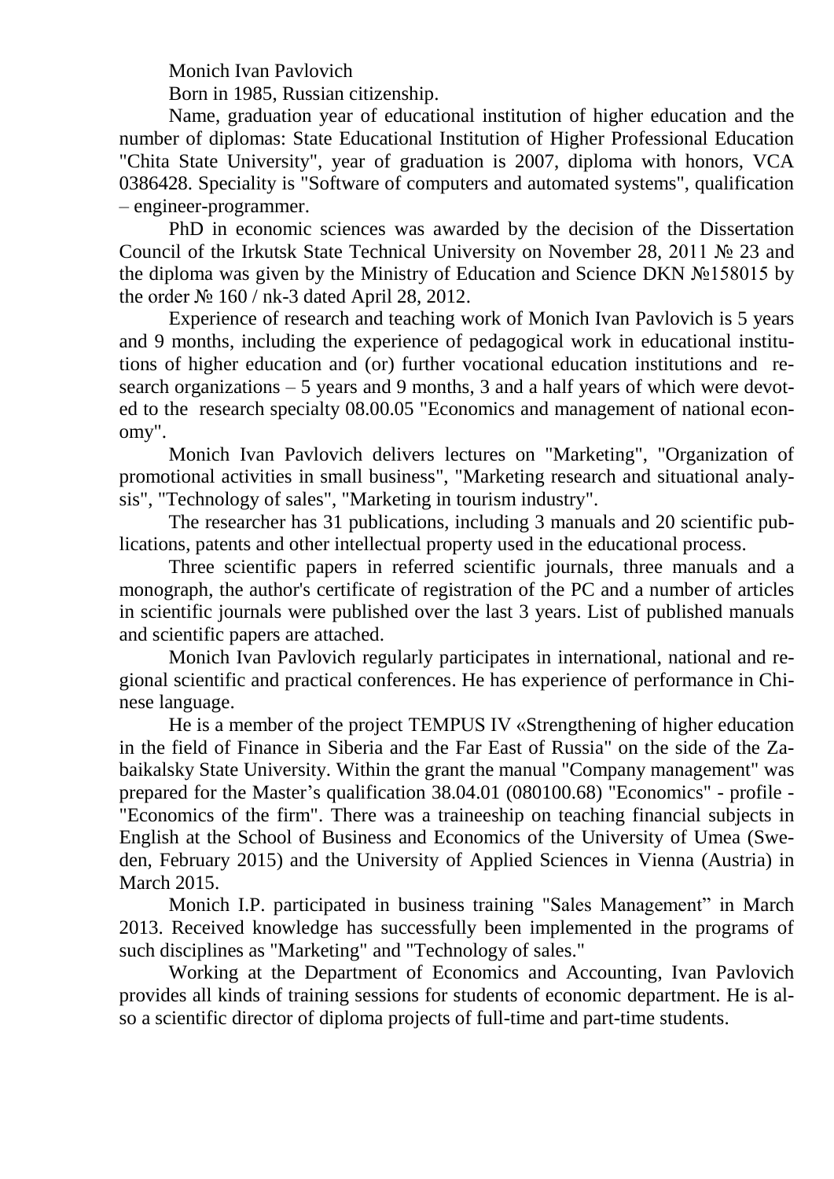Monich Ivan Pavlovich

Born in 1985, Russian citizenship.

Name, graduation year of educational institution of higher education and the number of diplomas: State Educational Institution of Higher Professional Education "Chita State University", year of graduation is 2007, diploma with honors, VCA 0386428. Speciality is "Software of computers and automated systems", qualification – engineer-programmer.

PhD in economic sciences was awarded by the decision of the Dissertation Council of the Irkutsk State Technical University on November 28, 2011 № 23 and the diploma was given by the Ministry of Education and Science DKN №158015 by the order № 160 / nk-3 dated April 28, 2012.

Experience of research and teaching work of Monich Ivan Pavlovich is 5 years and 9 months, including the experience of pedagogical work in educational institutions of higher education and (or) further vocational education institutions and research organizations – 5 years and 9 months, 3 and a half years of which were devoted to the research specialty 08.00.05 "Economics and management of national economy".

Monich Ivan Pavlovich delivers lectures on "Marketing", "Organization of promotional activities in small business", "Marketing research and situational analysis", "Technology of sales", "Marketing in tourism industry".

The researcher has 31 publications, including 3 manuals and 20 scientific publications, patents and other intellectual property used in the educational process.

Three scientific papers in referred scientific journals, three manuals and a monograph, the author's certificate of registration of the PC and a number of articles in scientific journals were published over the last 3 years. List of published manuals and scientific papers are attached.

Monich Ivan Pavlovich regularly participates in international, national and regional scientific and practical conferences. He has experience of performance in Chinese language.

He is a member of the project TEMPUS IV «Strengthening of higher education in the field of Finance in Siberia and the Far East of Russia" on the side of the Zabaikalsky State University. Within the grant the manual "Company management" was prepared for the Master's qualification 38.04.01 (080100.68) "Economics" - profile - "Economics of the firm". There was a traineeship on teaching financial subjects in English at the School of Business and Economics of the University of Umea (Sweden, February 2015) and the University of Applied Sciences in Vienna (Austria) in March 2015.

Monich I.P. participated in business training "Sales Management" in March 2013. Received knowledge has successfully been implemented in the programs of such disciplines as "Marketing" and "Technology of sales."

Working at the Department of Economics and Accounting, Ivan Pavlovich provides all kinds of training sessions for students of economic department. He is also a scientific director of diploma projects of full-time and part-time students.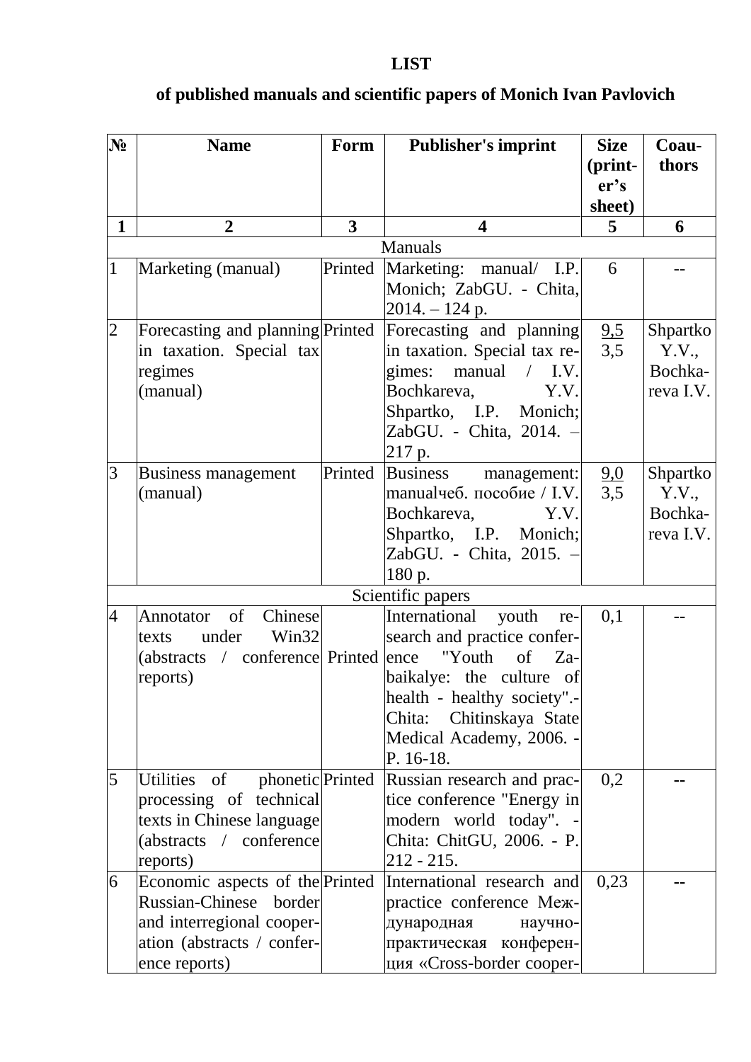**LIST**

**of published manuals and scientific papers of Monich Ivan Pavlovich**

| № | Name | Form | Publisher's imprint | Size (printer's sheet) | Coauthors |
|---|---|---|---|---|---|
| **1** | **2** | **3** | **4** | **5** | **6** |
| Manuals | | | | | |
| 1 | Marketing (manual) | Printed | Marketing: manual/ I.P. Monich; ZabGU. - Chita, 2014. – 124 p. | 6 | -- |
| 2 | Forecasting and planning in taxation. Special tax regimes (manual) | Printed | Forecasting and planning in taxation. Special tax regimes: manual / I.V. Bochkareva, Y.V. Shpartko, I.P. Monich; ZabGU. - Chita, 2014. – 217 p. | 9,5<br>3,5 | Shpartko Y.V., Bochkareva I.V. |
| 3 | Business management (manual) | Printed | Business management: manualчеб. пособие / I.V. Bochkareva, Y.V. Shpartko, I.P. Monich; ZabGU. - Chita, 2015. – 180 p. | 9,0<br>3,5 | Shpartko Y.V., Bochkareva I.V. |
| Scientific papers | | | | | |
| 4 | Annotator of Chinese texts under Win32 (abstracts / conference reports) | Printed | International youth research and practice conference "Youth of Zabaikalye: the culture of health - healthy society".- Chita: Chitinskaya State Medical Academy, 2006. - P. 16-18. | 0,1 | -- |
| 5 | Utilities of phonetic processing of technical texts in Chinese language (abstracts / conference reports) | Printed | Russian research and practice conference "Energy in modern world today". - Chita: ChitGU, 2006. - P. 212 - 215. | 0,2 | -- |
| 6 | Economic aspects of the Russian-Chinese border and interregional cooperation (abstracts / conference reports) | Printed | International research and practice conference Международная научно-практическая конференция «Cross-border cooper- | 0,23 | -- |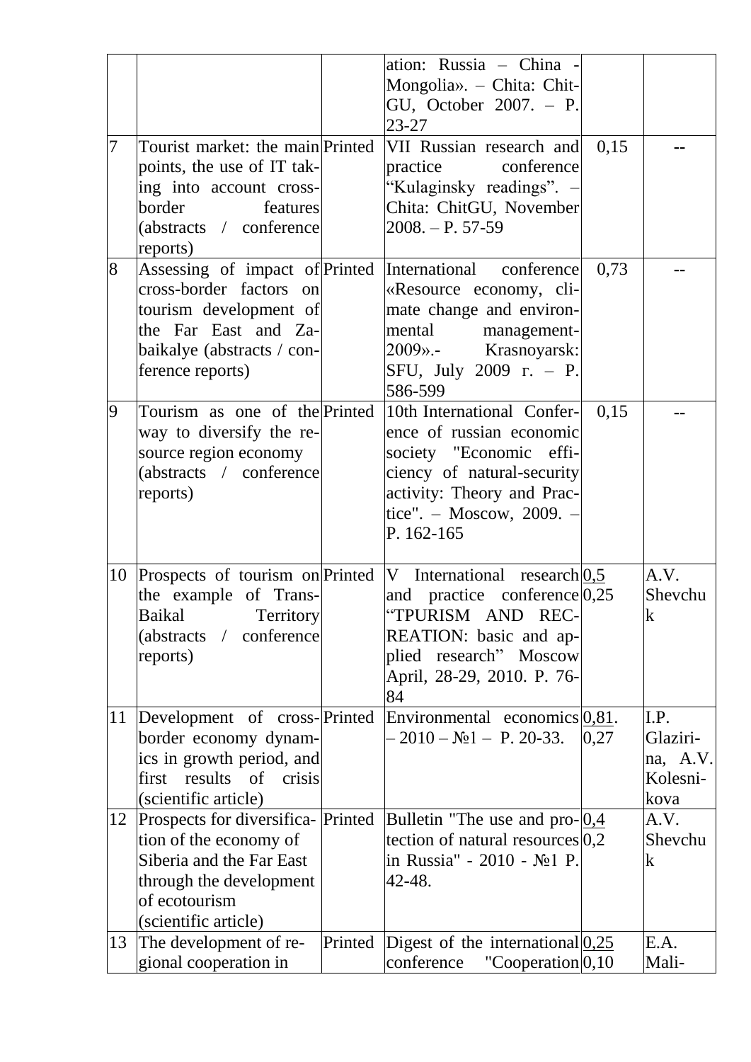| | | | | | |
|---|---|---|---|---|---|
| | | | ation: Russia – China - Mongolia». – Chita: ChitGU, October 2007. – P. 23-27 | | |
| 7 | Tourist market: the main points, the use of IT taking into account cross-border features (abstracts / conference reports) | Printed | VII Russian research and practice conference "Kulaginsky readings". – Chita: ChitGU, November 2008. – P. 57-59 | 0,15 | -- |
| 8 | Assessing of impact of cross-border factors on tourism development of the Far East and Zabaikalye (abstracts / conference reports) | Printed | International conference «Resource economy, climate change and environmental management-2009».- Krasnoyarsk: SFU, July 2009 г. – P. 586-599 | 0,73 | -- |
| 9 | Tourism as one of the way to diversify the resource region economy (abstracts / conference reports) | Printed | 10th International Conference of russian economic society "Economic efficiency of natural-security activity: Theory and Practice". – Moscow, 2009. – P. 162-165 | 0,15 | -- |
| 10 | Prospects of tourism on the example of Trans-Baikal Territory (abstracts / conference reports) | Printed | V International research and practice conference "TPURISM AND RECREATION: basic and applied research" Moscow April, 28-29, 2010. P. 76-84 | <u>0,5</u> 0,25 | A.V. Shevchuk |
| 11 | Development of cross-border economy dynamics in growth period, and first results of crisis (scientific article) | Printed | Environmental economics – 2010 – №1 – P. 20-33. | <u>0,81</u>. 0,27 | I.P. Glazirina, A.V. Kolesnikova |
| 12 | Prospects for diversification of the economy of Siberia and the Far East through the development of ecotourism (scientific article) | Printed | Bulletin "The use and protection of natural resources in Russia" - 2010 - №1 P. 42-48. | <u>0,4</u> 0,2 | A.V. Shevchuk |
| 13 | The development of regional cooperation in | Printed | Digest of the international conference "Cooperation | <u>0,25</u> 0,10 | E.A. Mali- |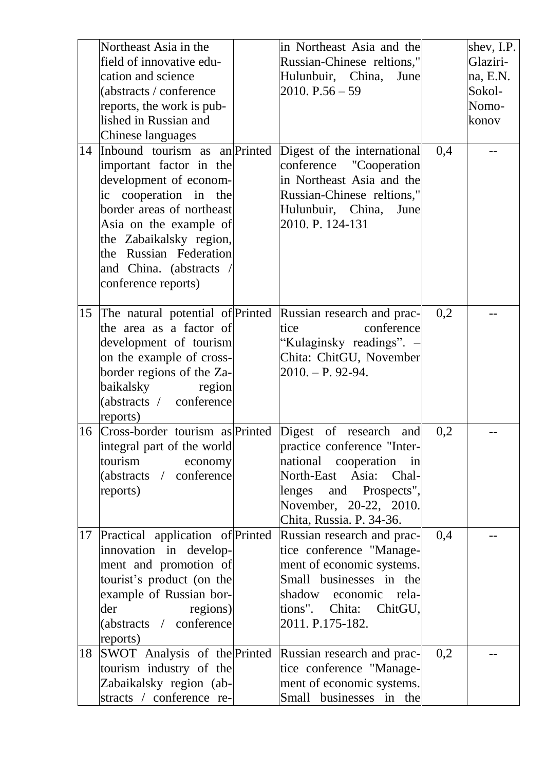| | | | | | |
|---|---|---|---|---|---|
| | Northeast Asia in the field of innovative education and science (abstracts / conference reports, the work is published in Russian and Chinese languages | | in Northeast Asia and the Russian-Chinese reltions," Hulunbuir, China, June 2010. P.56 – 59 | | shev, I.P. Glazirina, E.N. Sokol-Nomokonov |
| 14 | Inbound tourism as an important factor in the development of economic cooperation in the border areas of northeast Asia on the example of the Zabaikalsky region, the Russian Federation and China. (abstracts / conference reports) | Printed | Digest of the international conference "Cooperation in Northeast Asia and the Russian-Chinese reltions," Hulunbuir, China, June 2010. P. 124-131 | 0,4 | -- |
| 15 | The natural potential of the area as a factor of development of tourism on the example of cross-border regions of the Zabaikalsky region (abstracts / conference reports) | Printed | Russian research and practice conference "Kulaginsky readings". – Chita: ChitGU, November 2010. – P. 92-94. | 0,2 | -- |
| 16 | Cross-border tourism as integral part of the world tourism economy (abstracts / conference reports) | Printed | Digest of research and practice conference "International cooperation in North-East Asia: Challenges and Prospects", November, 20-22, 2010. Chita, Russia. P. 34-36. | 0,2 | -- |
| 17 | Practical application of innovation in development and promotion of tourist's product (on the example of Russian border regions) (abstracts / conference reports) | Printed | Russian research and practice conference "Management of economic systems. Small businesses in the shadow economic relations". Chita: ChitGU, 2011. P.175-182. | 0,4 | -- |
| 18 | SWOT Analysis of the tourism industry of the Zabaikalsky region (abstracts / conference re- | Printed | Russian research and practice conference "Management of economic systems. Small businesses in the | 0,2 | -- |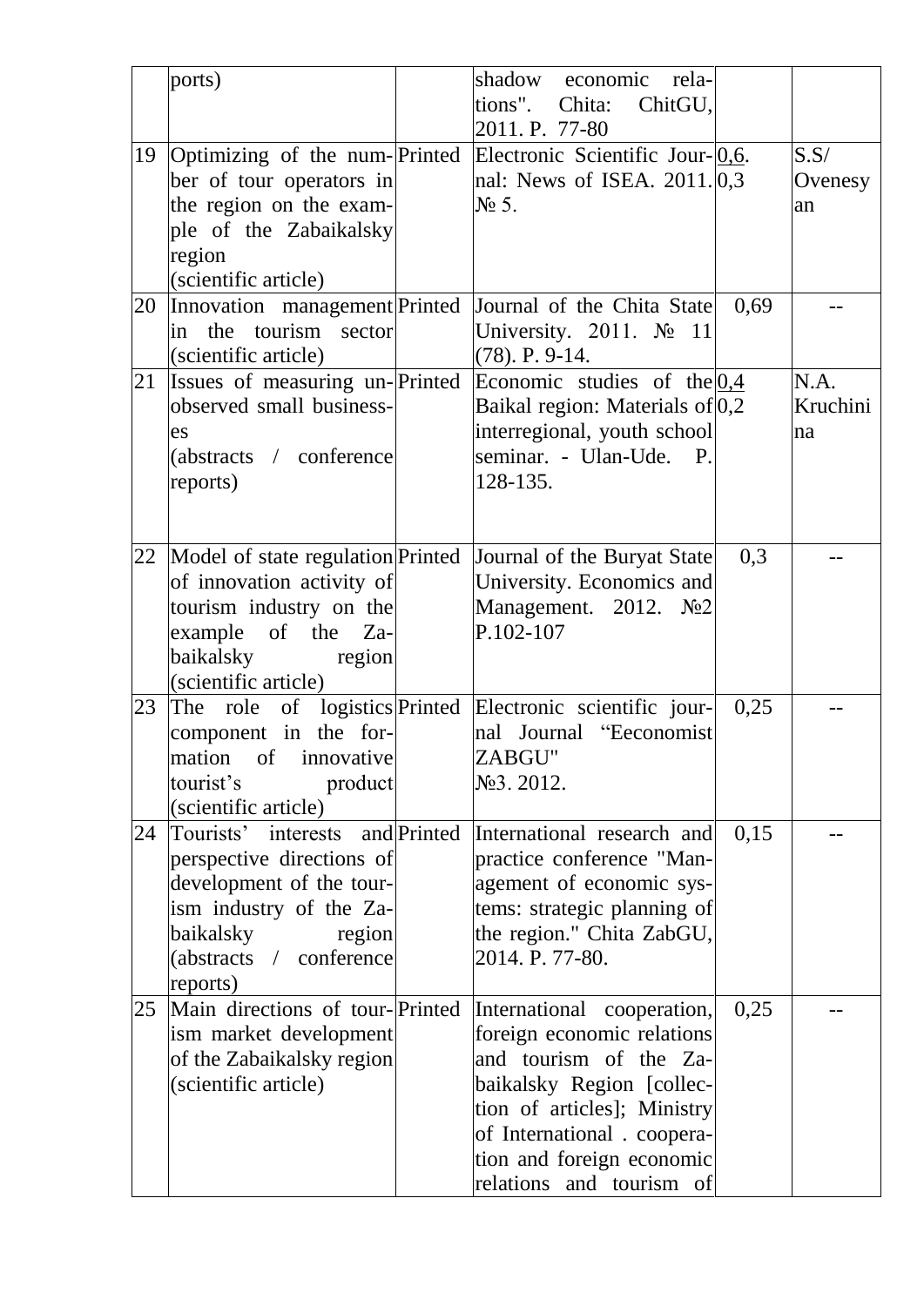| | ports) | | shadow economic relations". Chita: ChitGU, 2011. P. 77-80 | | |
|---|---|---|---|---|---|
| 19 | Optimizing of the number of tour operators in the region on the example of the Zabaikalsky region (scientific article) | Printed | Electronic Scientific Journal: News of ISEA. 2011. № 5. | 0,6. 0,3 | S.S/ Ovenesyan |
| 20 | Innovation management in the tourism sector (scientific article) | Printed | Journal of the Chita State University. 2011. № 11 (78). P. 9-14. | 0,69 | -- |
| 21 | Issues of measuring unobserved small businesses (abstracts / conference reports) | Printed | Economic studies of the Baikal region: Materials of interregional, youth school seminar. - Ulan-Ude. P. 128-135. | 0,4 0,2 | N.A. Kruchinina |
| 22 | Model of state regulation of innovation activity of tourism industry on the example of the Zabaikalsky region (scientific article) | Printed | Journal of the Buryat State University. Economics and Management. 2012. №2 P.102-107 | 0,3 | -- |
| 23 | The role of logistics component in the formation of innovative tourist's product (scientific article) | Printed | Electronic scientific journal Journal "Eeconomist ZABGU" №3. 2012. | 0,25 | -- |
| 24 | Tourists' interests and perspective directions of development of the tourism industry of the Zabaikalsky region (abstracts / conference reports) | Printed | International research and practice conference "Management of economic systems: strategic planning of the region." Chita ZabGU, 2014. P. 77-80. | 0,15 | -- |
| 25 | Main directions of tourism market development of the Zabaikalsky region (scientific article) | Printed | International cooperation, foreign economic relations and tourism of the Zabaikalsky Region [collection of articles]; Ministry of International . cooperation and foreign economic relations and tourism of | 0,25 | -- |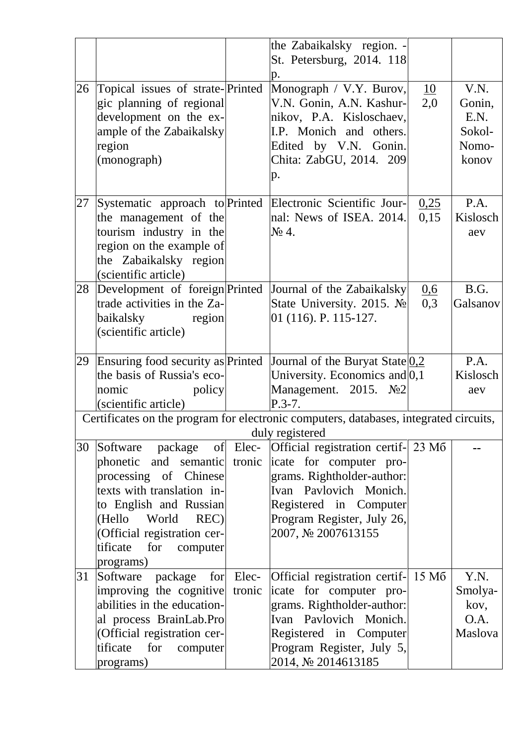| | | | | | |
|---|---|---|---|---|---|
| | | | the Zabaikalsky region. - St. Petersburg, 2014. 118 p. | | |
| 26 | Topical issues of strategic planning of regional development on the example of the Zabaikalsky region (monograph) | Printed | Monograph / V.Y. Burov, V.N. Gonin, A.N. Kashurnikov, P.A. Kisloschaev, I.P. Monich and others. Edited by V.N. Gonin. Chita: ZabGU, 2014. 209 p. | 10 2,0 | V.N. Gonin, E.N. Sokol-Nomokonov |
| 27 | Systematic approach to the management of the tourism industry in the region on the example of the Zabaikalsky region (scientific article) | Printed | Electronic Scientific Journal: News of ISEA. 2014. № 4. | 0,25 0,15 | P.A. Kisloschaev |
| 28 | Development of foreign trade activities in the Zabaikalsky region (scientific article) | Printed | Journal of the Zabaikalsky State University. 2015. № 01 (116). P. 115-127. | 0,6 0,3 | B.G. Galsanov |
| 29 | Ensuring food security as the basis of Russia's economic policy (scientific article) | Printed | Journal of the Buryat State University. Economics and Management. 2015. №2 P.3-7. | 0,2 0,1 | P.A. Kisloschaev |
| Certificates on the program for electronic computers, databases, integrated circuits, duly registered | | | | | |
| 30 | Software package of phonetic and semantic processing of Chinese texts with translation into English and Russian (Hello World REC) (Official registration certificate for computer programs) | Electronic | Official registration certificate for computer programs. Rightholder-author: Ivan Pavlovich Monich. Registered in Computer Program Register, July 26, 2007, № 2007613155 | 23 Мб | -- |
| 31 | Software package for improving the cognitive abilities in the educational process BrainLab.Pro (Official registration certificate for computer programs) | Electronic | Official registration certificate for computer programs. Rightholder-author: Ivan Pavlovich Monich. Registered in Computer Program Register, July 5, 2014, № 2014613185 | 15 Мб | Y.N. Smolyakov, O.A. Maslova |